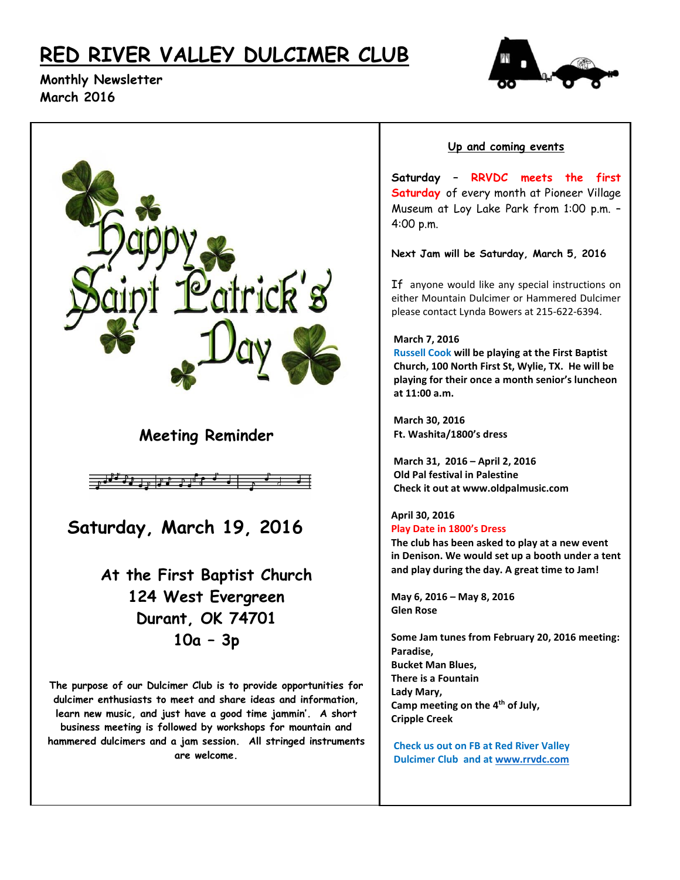# RED RIVER VALLEY DULCIMER CLUB

**Monthly Newsletter**
**March 2016**

Happy Saint Patrick's Day

## Meeting Reminder

## Saturday, March 19, 2016

### At the First Baptist Church
### 124 West Evergreen
### Durant, OK 74701
### 10a – 3p

**The purpose of our Dulcimer Club is to provide opportunities for dulcimer enthusiasts to meet and share ideas and information, learn new music, and just have a good time jammin'. A short business meeting is followed by workshops for mountain and hammered dulcimers and a jam session. All stringed instruments are welcome.**

### Up and coming events

**Saturday** – **RRVDC meets the first Saturday** of every month at Pioneer Village Museum at Loy Lake Park from 1:00 p.m. – 4:00 p.m.

**Next Jam will be Saturday, March 5, 2016**

If anyone would like any special instructions on either Mountain Dulcimer or Hammered Dulcimer please contact Lynda Bowers at 215-622-6394.

**March 7, 2016**
**Russell Cook will be playing at the First Baptist Church, 100 North First St, Wylie, TX. He will be playing for their once a month senior's luncheon at 11:00 a.m.**

**March 30, 2016**
**Ft. Washita/1800's dress**

**March 31, 2016 – April 2, 2016**
**Old Pal festival in Palestine**
**Check it out at www.oldpalmusic.com**

**April 30, 2016**
**Play Date in 1800's Dress**
**The club has been asked to play at a new event in Denison. We would set up a booth under a tent and play during the day. A great time to Jam!**

**May 6, 2016 – May 8, 2016**
**Glen Rose**

**Some Jam tunes from February 20, 2016 meeting:**
**Paradise,**
**Bucket Man Blues,**
**There is a Fountain**
**Lady Mary,**
**Camp meeting on the 4th of July,**
**Cripple Creek**

**Check us out on FB at Red River Valley Dulcimer Club and at www.rrvdc.com**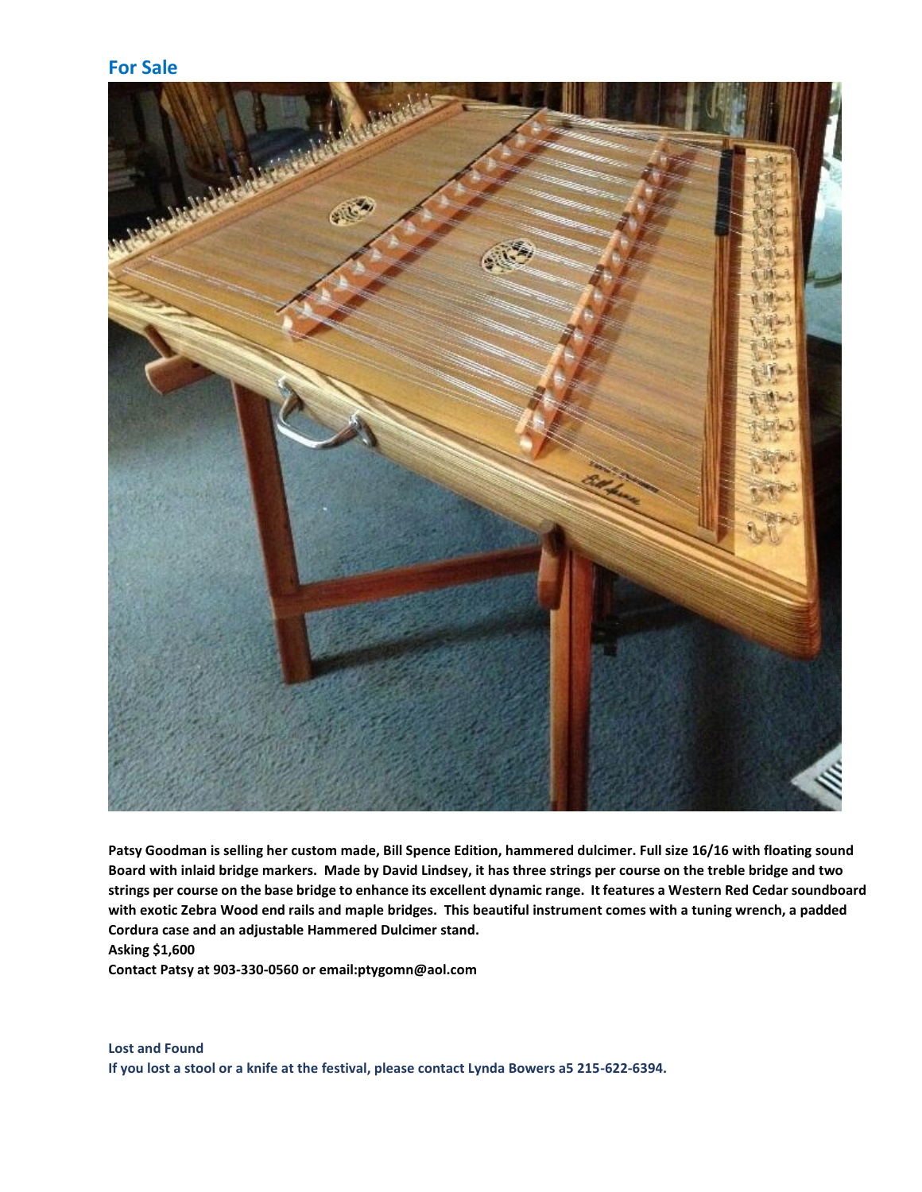## For Sale

**Patsy Goodman is selling her custom made, Bill Spence Edition, hammered dulcimer. Full size 16/16 with floating sound Board with inlaid bridge markers. Made by David Lindsey, it has three strings per course on the treble bridge and two strings per course on the base bridge to enhance its excellent dynamic range. It features a Western Red Cedar soundboard with exotic Zebra Wood end rails and maple bridges. This beautiful instrument comes with a tuning wrench, a padded Cordura case and an adjustable Hammered Dulcimer stand.**

**Asking $1,600**

**Contact Patsy at 903-330-0560 or email:ptygomn@aol.com**

### Lost and Found

**If you lost a stool or a knife at the festival, please contact Lynda Bowers a5 215-622-6394.**